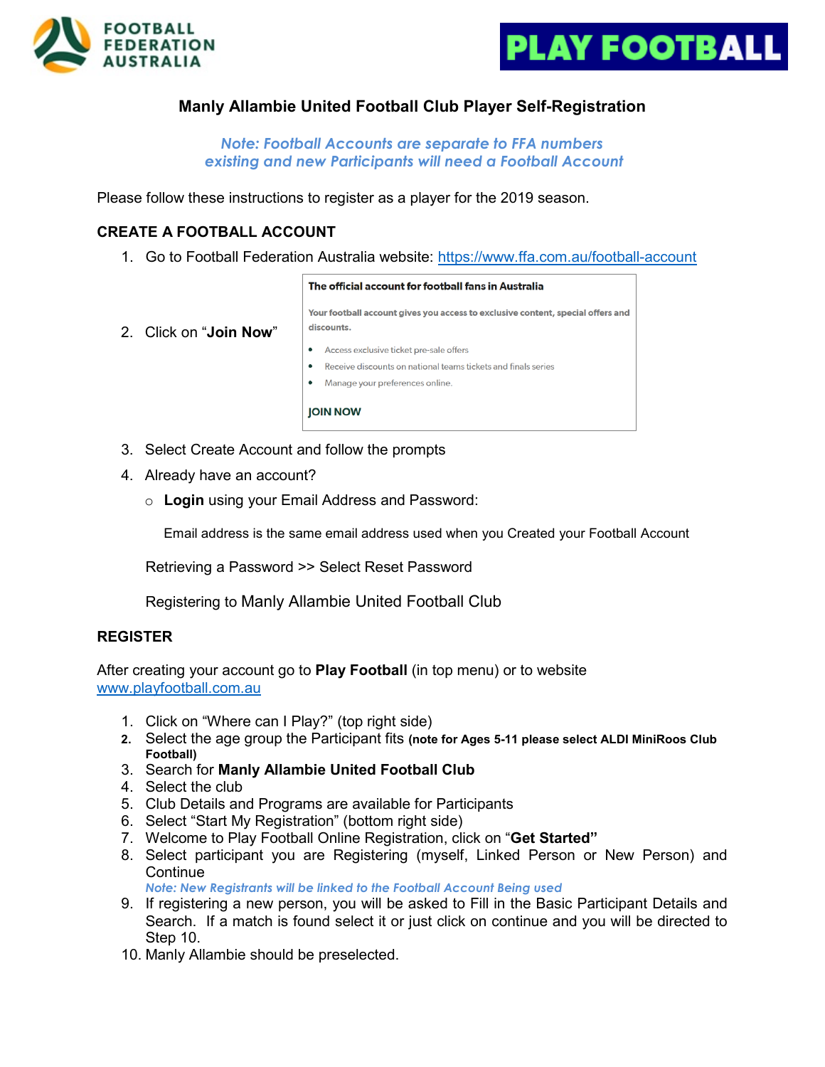FOOTBALL FEDERATION AUSTRALIA

PLAY FOOTBALL

# Manly Allambie United Football Club Player Self-Registration

*Note: Football Accounts are separate to FFA numbers existing and new Participants will need a Football Account*

Please follow these instructions to register as a player for the 2019 season.

## CREATE A FOOTBALL ACCOUNT

1. Go to Football Federation Australia website: [https://www.ffa.com.au/football-account](https://www.ffa.com.au/football-account)
2. Click on "**Join Now**"

   **The official account for football fans in Australia**

   Your football account gives you access to exclusive content, special offers and discounts.

   - Access exclusive ticket pre-sale offers
   - Receive discounts on national teams tickets and finals series
   - Manage your preferences online.

   JOIN NOW

3. Select Create Account and follow the prompts
4. Already have an account?
   - **Login** using your Email Address and Password:

     Email address is the same email address used when you Created your Football Account

   Retrieving a Password >> Select Reset Password

   Registering to Manly Allambie United Football Club

## REGISTER

After creating your account go to **Play Football** (in top menu) or to website [www.playfootball.com.au](www.playfootball.com.au)

1. Click on "Where can I Play?" (top right side)
2. Select the age group the Participant fits **(note for Ages 5-11 please select ALDI MiniRoos Club Football)**
3. Search for **Manly Allambie United Football Club**
4. Select the club
5. Club Details and Programs are available for Participants
6. Select "Start My Registration" (bottom right side)
7. Welcome to Play Football Online Registration, click on "**Get Started**"
8. Select participant you are Registering (myself, Linked Person or New Person) and Continue
   *Note: New Registrants will be linked to the Football Account Being used*
9. If registering a new person, you will be asked to Fill in the Basic Participant Details and Search. If a match is found select it or just click on continue and you will be directed to Step 10.
10. Manly Allambie should be preselected.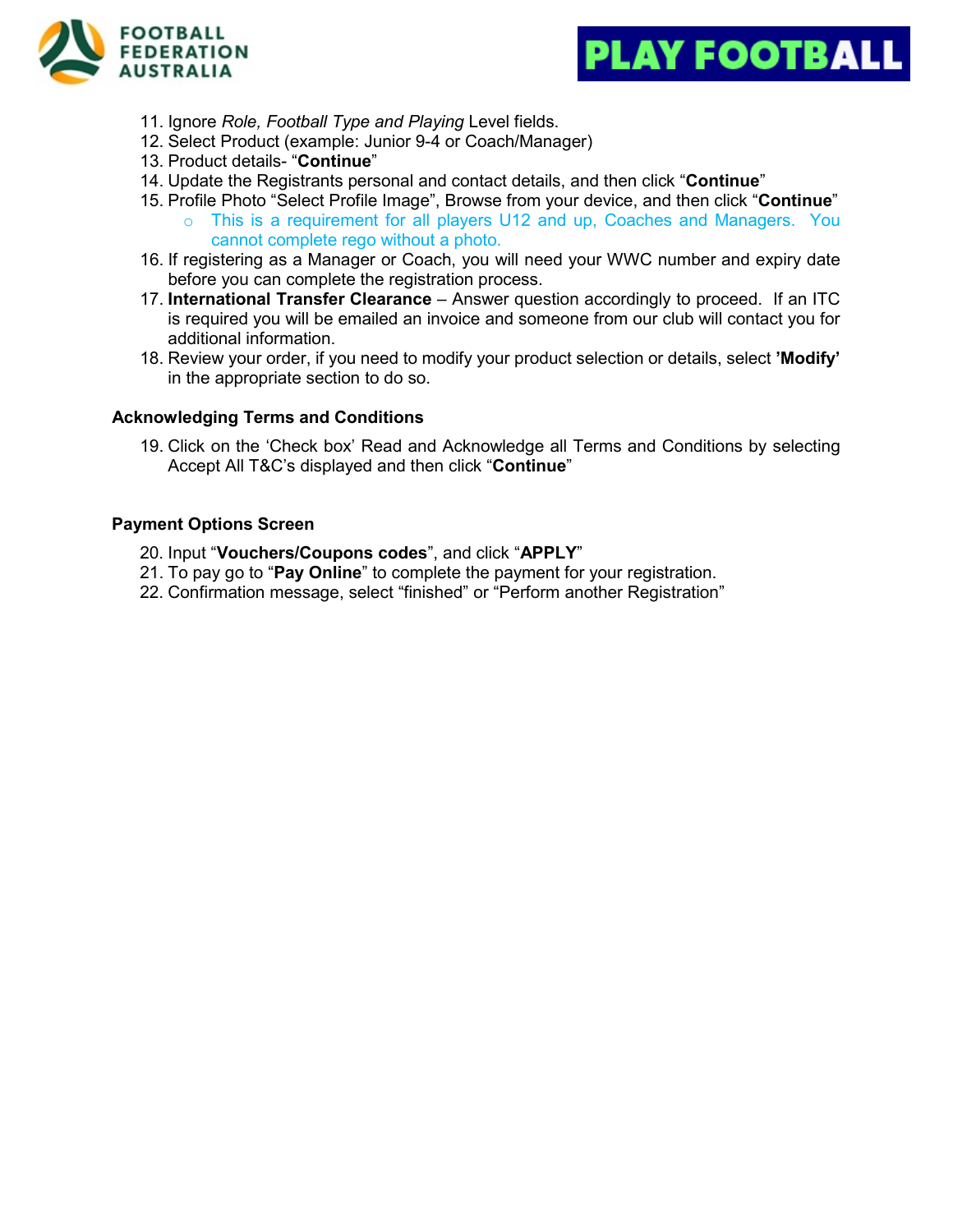11. Ignore *Role, Football Type and Playing* Level fields.
12. Select Product (example: Junior 9-4 or Coach/Manager)
13. Product details- "**Continue**"
14. Update the Registrants personal and contact details, and then click "**Continue**"
15. Profile Photo "Select Profile Image", Browse from your device, and then click "**Continue**"
    - This is a requirement for all players U12 and up, Coaches and Managers. You cannot complete rego without a photo.
16. If registering as a Manager or Coach, you will need your WWC number and expiry date before you can complete the registration process.
17. **International Transfer Clearance** – Answer question accordingly to proceed. If an ITC is required you will be emailed an invoice and someone from our club will contact you for additional information.
18. Review your order, if you need to modify your product selection or details, select **'Modify'** in the appropriate section to do so.

### Acknowledging Terms and Conditions

19. Click on the 'Check box' Read and Acknowledge all Terms and Conditions by selecting Accept All T&C's displayed and then click "**Continue**"

### Payment Options Screen

20. Input "**Vouchers/Coupons codes**", and click "**APPLY**"
21. To pay go to "**Pay Online**" to complete the payment for your registration.
22. Confirmation message, select "finished" or "Perform another Registration"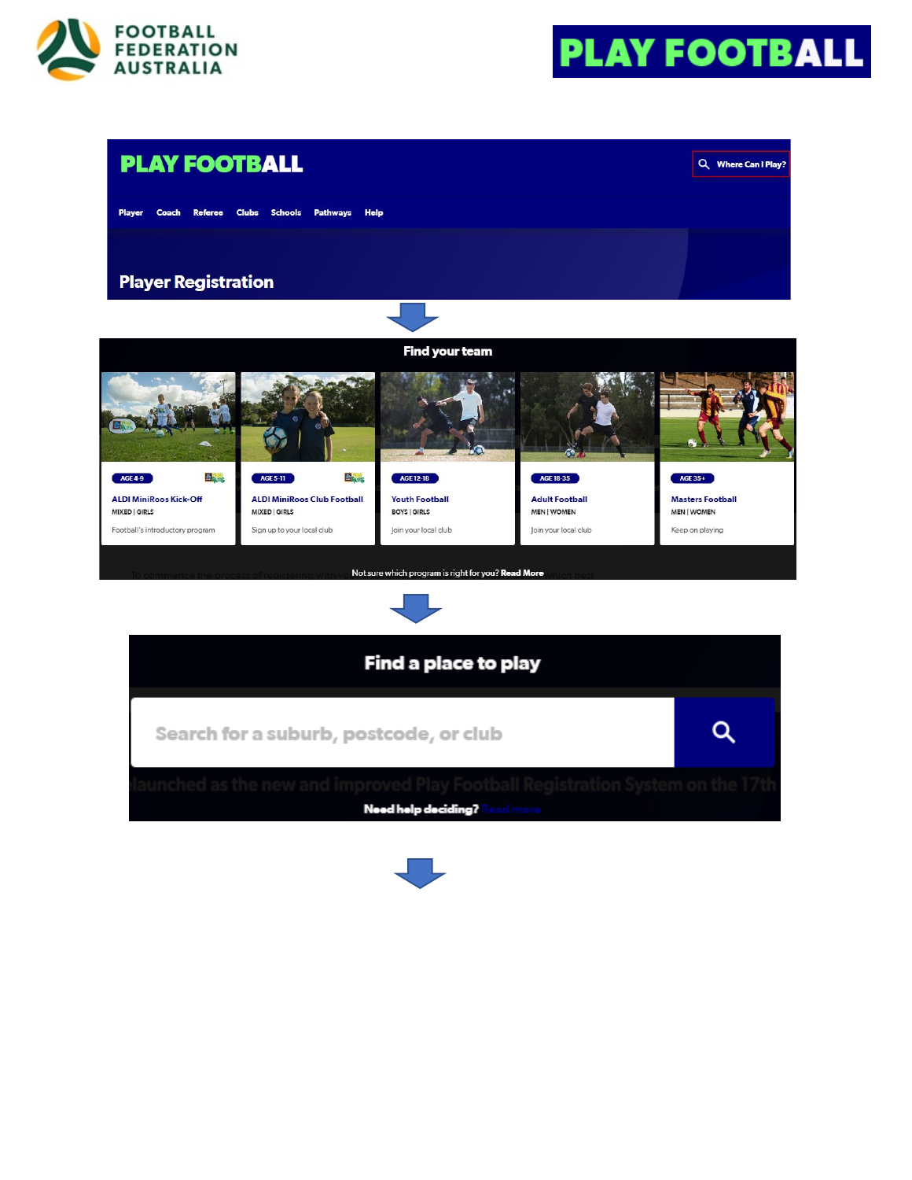FOOTBALL FEDERATION AUSTRALIA

PLAY FOOTBALL

PLAY FOOTBALL

Where Can I Play?

Player Coach Referee Clubs Schools Pathways Help

## Player Registration

## Find your team

| AGE 4-9 | AGE 5-11 | AGE 12-18 | AGE 18-35 | AGE 35+ |
|---|---|---|---|---|
| ALDI MiniRoos Kick-Off | ALDI MiniRoos Club Football | Youth Football | Adult Football | Masters Football |
| MIXED \| GIRLS | MIXED \| GIRLS | BOYS \| GIRLS | MEN \| WOMEN | MEN \| WOMEN |
| Football's introductory program | Sign up to your local club | Join your local club | Join your local club | Keep on playing |

Not sure which program is right for you? **Read More**

## Find a place to play

Search for a suburb, postcode, or club

launched as the new and improved Play Football Registration System on the 17th

**Need help deciding?** Read more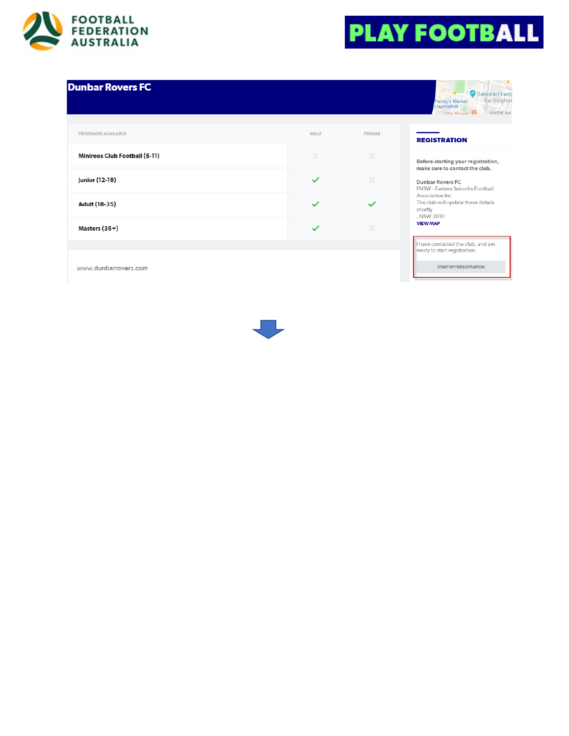FOOTBALL FEDERATION AUSTRALIA

PLAY FOOTBALL

# Dunbar Rovers FC

| PROGRAMS AVAILABLE | MALE | FEMALE |
| --- | --- | --- |
| Miniroos Club Football (5-11) | ✗ | ✗ |
| Junior (12-18) | ✓ | ✗ |
| Adult (18-35) | ✓ | ✓ |
| Masters (35+) | ✓ | ✗ |

www.dunbarrovers.com

## REGISTRATION

**Before starting your registration, make sure to contact the club.**

Dunbar Rovers FC
FNSW - Eastern Suburbs Football Association Inc
The club will update these details shortly
, NSW 2010
VIEW MAP

I have contacted the club, and am ready to start registration.

START MY REGISTRATION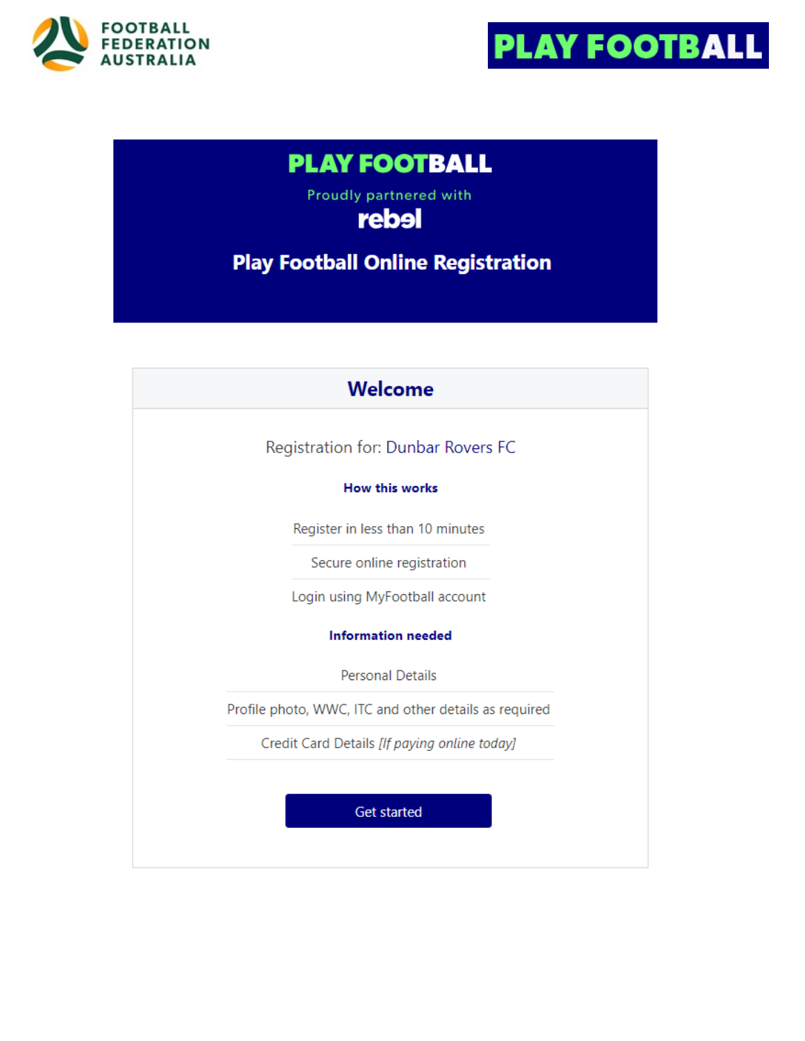FOOTBALL FEDERATION AUSTRALIA

PLAY FOOTBALL

PLAY FOOTBALL

Proudly partnered with

rebel

# Play Football Online Registration

## Welcome

Registration for: Dunbar Rovers FC

**How this works**

Register in less than 10 minutes

Secure online registration

Login using MyFootball account

**Information needed**

Personal Details

Profile photo, WWC, ITC and other details as required

Credit Card Details *[If paying online today]*

Get started